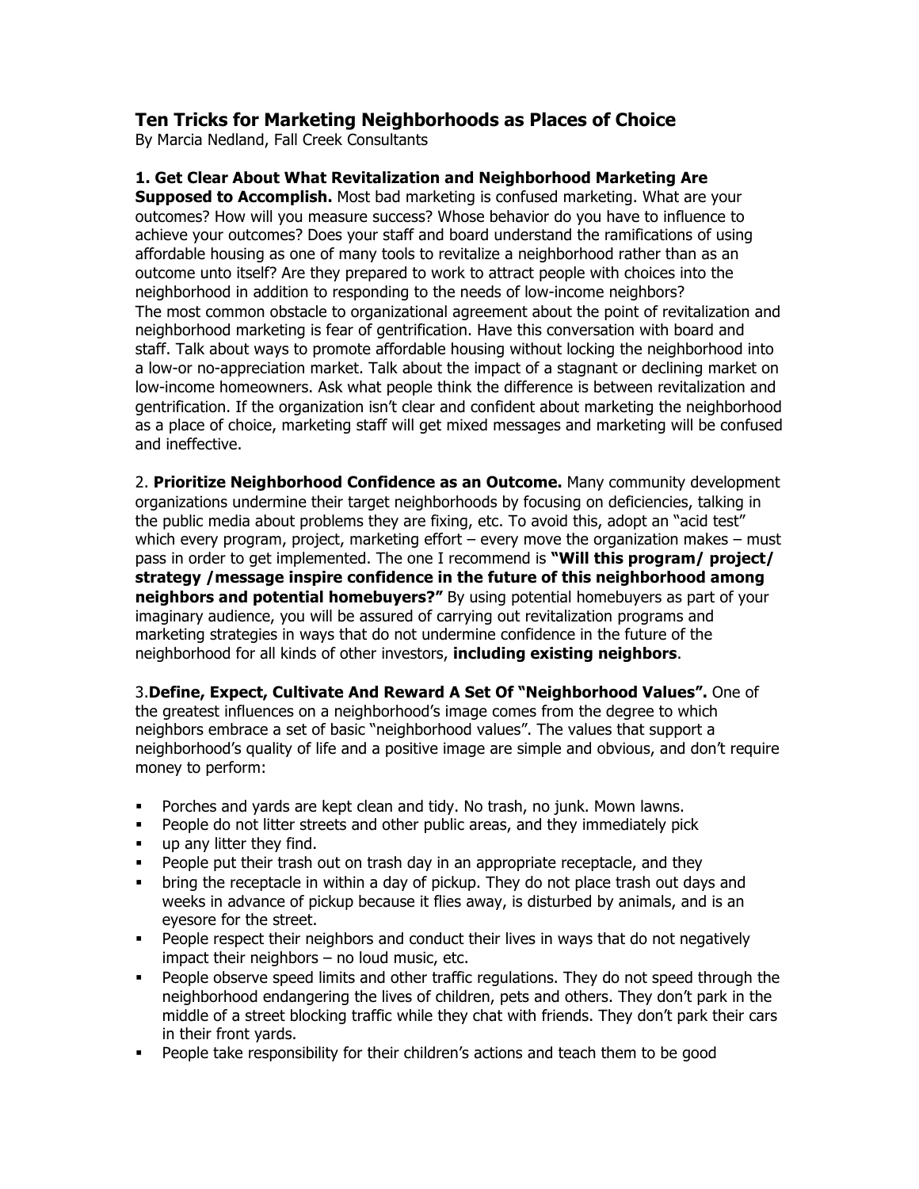# Ten Tricks for Marketing Neighborhoods as Places of Choice

By Marcia Nedland, Fall Creek Consultants

**1. Get Clear About What Revitalization and Neighborhood Marketing Are Supposed to Accomplish.** Most bad marketing is confused marketing. What are your outcomes? How will you measure success? Whose behavior do you have to influence to achieve your outcomes? Does your staff and board understand the ramifications of using affordable housing as one of many tools to revitalize a neighborhood rather than as an outcome unto itself? Are they prepared to work to attract people with choices into the neighborhood in addition to responding to the needs of low-income neighbors?
The most common obstacle to organizational agreement about the point of revitalization and neighborhood marketing is fear of gentrification. Have this conversation with board and staff. Talk about ways to promote affordable housing without locking the neighborhood into a low-or no-appreciation market. Talk about the impact of a stagnant or declining market on low-income homeowners. Ask what people think the difference is between revitalization and gentrification. If the organization isn't clear and confident about marketing the neighborhood as a place of choice, marketing staff will get mixed messages and marketing will be confused and ineffective.

2. **Prioritize Neighborhood Confidence as an Outcome.** Many community development organizations undermine their target neighborhoods by focusing on deficiencies, talking in the public media about problems they are fixing, etc. To avoid this, adopt an "acid test" which every program, project, marketing effort – every move the organization makes – must pass in order to get implemented. The one I recommend is **"Will this program/ project/ strategy /message inspire confidence in the future of this neighborhood among neighbors and potential homebuyers?"** By using potential homebuyers as part of your imaginary audience, you will be assured of carrying out revitalization programs and marketing strategies in ways that do not undermine confidence in the future of the neighborhood for all kinds of other investors, **including existing neighbors**.

3.**Define, Expect, Cultivate And Reward A Set Of "Neighborhood Values".** One of the greatest influences on a neighborhood's image comes from the degree to which neighbors embrace a set of basic "neighborhood values". The values that support a neighborhood's quality of life and a positive image are simple and obvious, and don't require money to perform:

- Porches and yards are kept clean and tidy. No trash, no junk. Mown lawns.
- People do not litter streets and other public areas, and they immediately pick
- up any litter they find.
- People put their trash out on trash day in an appropriate receptacle, and they
- bring the receptacle in within a day of pickup. They do not place trash out days and weeks in advance of pickup because it flies away, is disturbed by animals, and is an eyesore for the street.
- People respect their neighbors and conduct their lives in ways that do not negatively impact their neighbors – no loud music, etc.
- People observe speed limits and other traffic regulations. They do not speed through the neighborhood endangering the lives of children, pets and others. They don't park in the middle of a street blocking traffic while they chat with friends. They don't park their cars in their front yards.
- People take responsibility for their children's actions and teach them to be good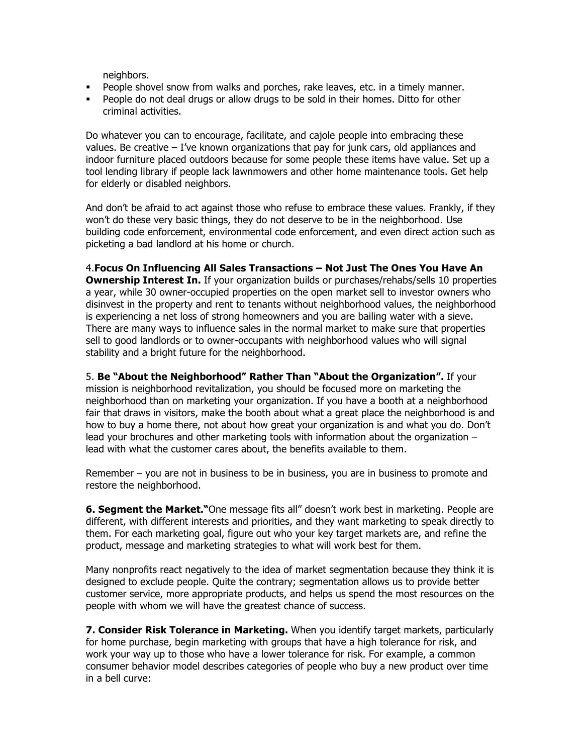neighbors.

- People shovel snow from walks and porches, rake leaves, etc. in a timely manner.
- People do not deal drugs or allow drugs to be sold in their homes. Ditto for other criminal activities.

Do whatever you can to encourage, facilitate, and cajole people into embracing these values. Be creative – I've known organizations that pay for junk cars, old appliances and indoor furniture placed outdoors because for some people these items have value. Set up a tool lending library if people lack lawnmowers and other home maintenance tools. Get help for elderly or disabled neighbors.

And don't be afraid to act against those who refuse to embrace these values. Frankly, if they won't do these very basic things, they do not deserve to be in the neighborhood. Use building code enforcement, environmental code enforcement, and even direct action such as picketing a bad landlord at his home or church.

4.**Focus On Influencing All Sales Transactions – Not Just The Ones You Have An Ownership Interest In.** If your organization builds or purchases/rehabs/sells 10 properties a year, while 30 owner-occupied properties on the open market sell to investor owners who disinvest in the property and rent to tenants without neighborhood values, the neighborhood is experiencing a net loss of strong homeowners and you are bailing water with a sieve. There are many ways to influence sales in the normal market to make sure that properties sell to good landlords or to owner-occupants with neighborhood values who will signal stability and a bright future for the neighborhood.

5. **Be "About the Neighborhood" Rather Than "About the Organization".** If your mission is neighborhood revitalization, you should be focused more on marketing the neighborhood than on marketing your organization. If you have a booth at a neighborhood fair that draws in visitors, make the booth about what a great place the neighborhood is and how to buy a home there, not about how great your organization is and what you do. Don't lead your brochures and other marketing tools with information about the organization – lead with what the customer cares about, the benefits available to them.

Remember – you are not in business to be in business, you are in business to promote and restore the neighborhood.

**6. Segment the Market."**One message fits all" doesn't work best in marketing. People are different, with different interests and priorities, and they want marketing to speak directly to them. For each marketing goal, figure out who your key target markets are, and refine the product, message and marketing strategies to what will work best for them.

Many nonprofits react negatively to the idea of market segmentation because they think it is designed to exclude people. Quite the contrary; segmentation allows us to provide better customer service, more appropriate products, and helps us spend the most resources on the people with whom we will have the greatest chance of success.

**7. Consider Risk Tolerance in Marketing.** When you identify target markets, particularly for home purchase, begin marketing with groups that have a high tolerance for risk, and work your way up to those who have a lower tolerance for risk. For example, a common consumer behavior model describes categories of people who buy a new product over time in a bell curve: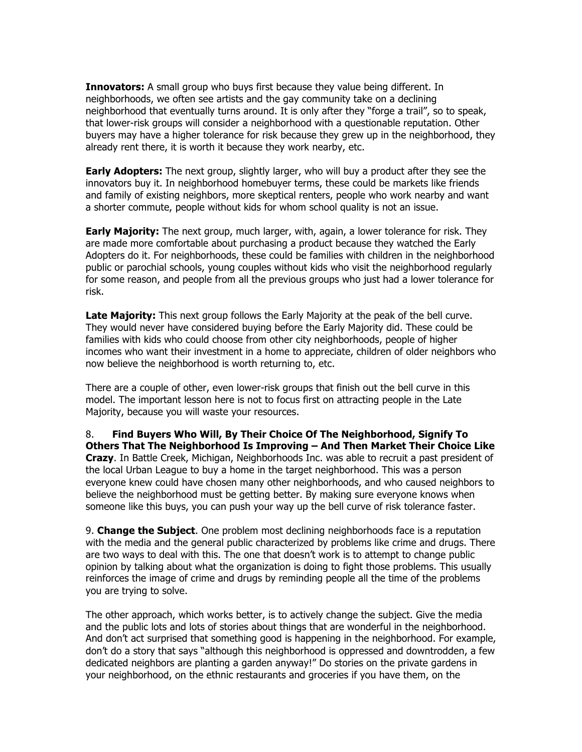**Innovators:** A small group who buys first because they value being different. In neighborhoods, we often see artists and the gay community take on a declining neighborhood that eventually turns around. It is only after they "forge a trail", so to speak, that lower-risk groups will consider a neighborhood with a questionable reputation. Other buyers may have a higher tolerance for risk because they grew up in the neighborhood, they already rent there, it is worth it because they work nearby, etc.

**Early Adopters:** The next group, slightly larger, who will buy a product after they see the innovators buy it. In neighborhood homebuyer terms, these could be markets like friends and family of existing neighbors, more skeptical renters, people who work nearby and want a shorter commute, people without kids for whom school quality is not an issue.

**Early Majority:** The next group, much larger, with, again, a lower tolerance for risk. They are made more comfortable about purchasing a product because they watched the Early Adopters do it. For neighborhoods, these could be families with children in the neighborhood public or parochial schools, young couples without kids who visit the neighborhood regularly for some reason, and people from all the previous groups who just had a lower tolerance for risk.

**Late Majority:** This next group follows the Early Majority at the peak of the bell curve. They would never have considered buying before the Early Majority did. These could be families with kids who could choose from other city neighborhoods, people of higher incomes who want their investment in a home to appreciate, children of older neighbors who now believe the neighborhood is worth returning to, etc.

There are a couple of other, even lower-risk groups that finish out the bell curve in this model. The important lesson here is not to focus first on attracting people in the Late Majority, because you will waste your resources.

8. **Find Buyers Who Will, By Their Choice Of The Neighborhood, Signify To Others That The Neighborhood Is Improving – And Then Market Their Choice Like Crazy**. In Battle Creek, Michigan, Neighborhoods Inc. was able to recruit a past president of the local Urban League to buy a home in the target neighborhood. This was a person everyone knew could have chosen many other neighborhoods, and who caused neighbors to believe the neighborhood must be getting better. By making sure everyone knows when someone like this buys, you can push your way up the bell curve of risk tolerance faster.

9. **Change the Subject**. One problem most declining neighborhoods face is a reputation with the media and the general public characterized by problems like crime and drugs. There are two ways to deal with this. The one that doesn't work is to attempt to change public opinion by talking about what the organization is doing to fight those problems. This usually reinforces the image of crime and drugs by reminding people all the time of the problems you are trying to solve.

The other approach, which works better, is to actively change the subject. Give the media and the public lots and lots of stories about things that are wonderful in the neighborhood. And don't act surprised that something good is happening in the neighborhood. For example, don't do a story that says "although this neighborhood is oppressed and downtrodden, a few dedicated neighbors are planting a garden anyway!" Do stories on the private gardens in your neighborhood, on the ethnic restaurants and groceries if you have them, on the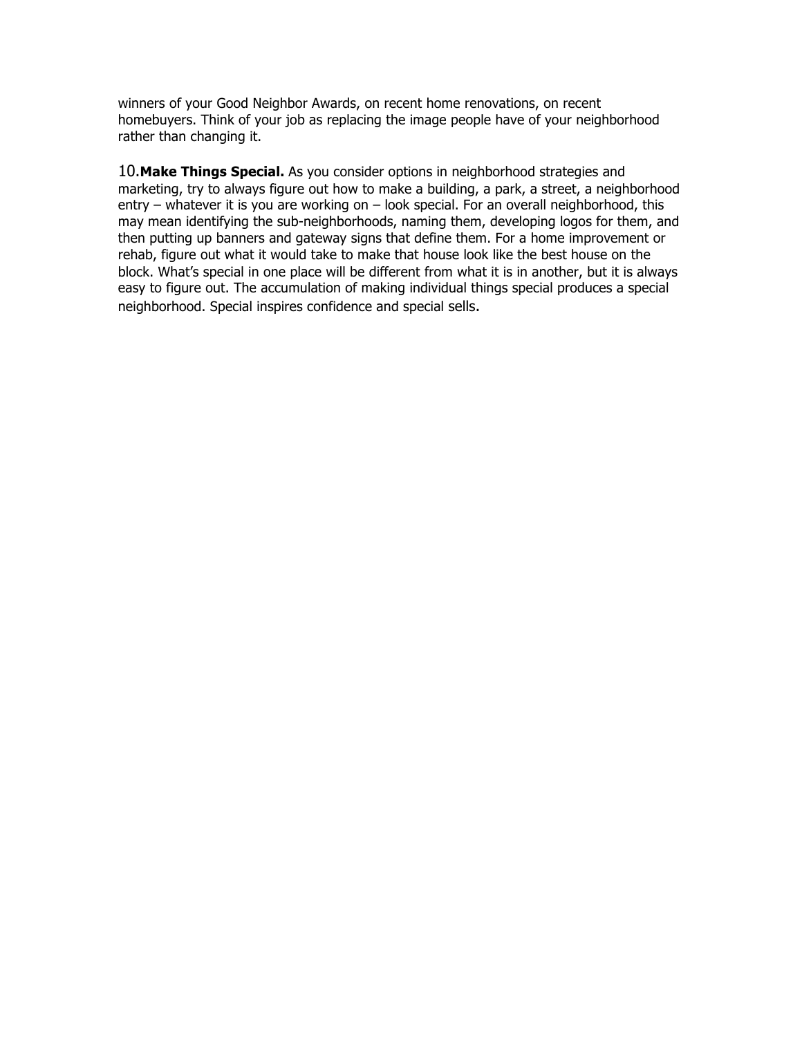winners of your Good Neighbor Awards, on recent home renovations, on recent homebuyers. Think of your job as replacing the image people have of your neighborhood rather than changing it.

10.**Make Things Special.** As you consider options in neighborhood strategies and marketing, try to always figure out how to make a building, a park, a street, a neighborhood entry – whatever it is you are working on – look special. For an overall neighborhood, this may mean identifying the sub-neighborhoods, naming them, developing logos for them, and then putting up banners and gateway signs that define them. For a home improvement or rehab, figure out what it would take to make that house look like the best house on the block. What's special in one place will be different from what it is in another, but it is always easy to figure out. The accumulation of making individual things special produces a special neighborhood. Special inspires confidence and special sells.